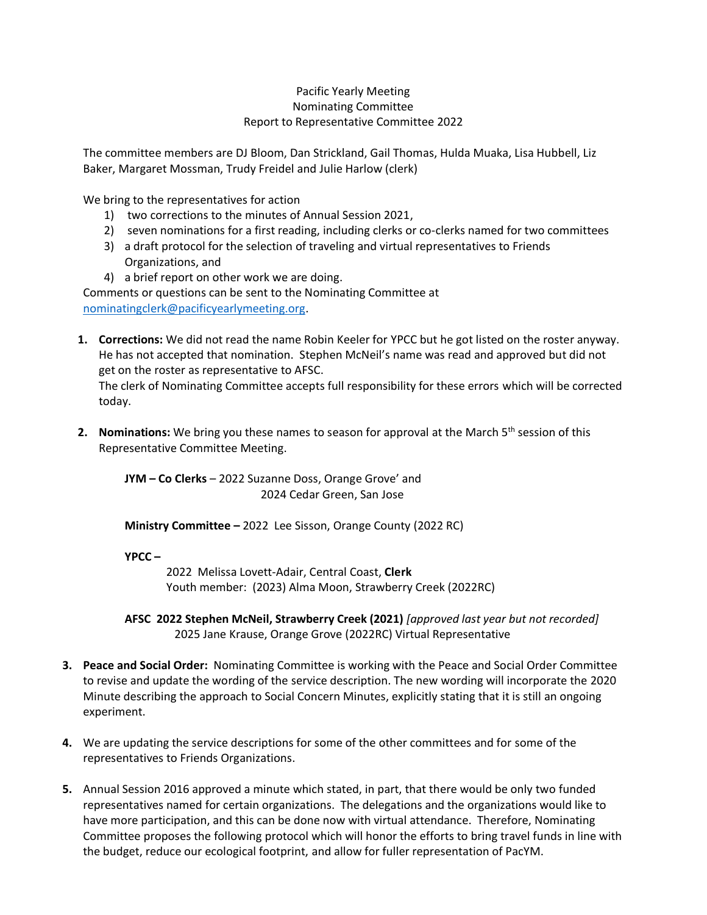Pacific Yearly Meeting
Nominating Committee
Report to Representative Committee 2022

The committee members are DJ Bloom, Dan Strickland, Gail Thomas, Hulda Muaka, Lisa Hubbell, Liz Baker, Margaret Mossman, Trudy Freidel and Julie Harlow (clerk)

We bring to the representatives for action

1) two corrections to the minutes of Annual Session 2021,
2) seven nominations for a first reading, including clerks or co-clerks named for two committees
3) a draft protocol for the selection of traveling and virtual representatives to Friends Organizations, and
4) a brief report on other work we are doing.

Comments or questions can be sent to the Nominating Committee at nominatingclerk@pacificyearlymeeting.org.

1. **Corrections:** We did not read the name Robin Keeler for YPCC but he got listed on the roster anyway. He has not accepted that nomination. Stephen McNeil's name was read and approved but did not get on the roster as representative to AFSC.
   The clerk of Nominating Committee accepts full responsibility for these errors which will be corrected today.

2. **Nominations:** We bring you these names to season for approval at the March 5th session of this Representative Committee Meeting.

   **JYM – Co Clerks** – 2022 Suzanne Doss, Orange Grove' and
   2024 Cedar Green, San Jose

   **Ministry Committee –** 2022 Lee Sisson, Orange County (2022 RC)

   **YPCC –**
   2022 Melissa Lovett-Adair, Central Coast, **Clerk**
   Youth member: (2023) Alma Moon, Strawberry Creek (2022RC)

   **AFSC 2022 Stephen McNeil, Strawberry Creek (2021)** *[approved last year but not recorded]*
   2025 Jane Krause, Orange Grove (2022RC) Virtual Representative

3. **Peace and Social Order:** Nominating Committee is working with the Peace and Social Order Committee to revise and update the wording of the service description. The new wording will incorporate the 2020 Minute describing the approach to Social Concern Minutes, explicitly stating that it is still an ongoing experiment.

4. We are updating the service descriptions for some of the other committees and for some of the representatives to Friends Organizations.

5. Annual Session 2016 approved a minute which stated, in part, that there would be only two funded representatives named for certain organizations. The delegations and the organizations would like to have more participation, and this can be done now with virtual attendance. Therefore, Nominating Committee proposes the following protocol which will honor the efforts to bring travel funds in line with the budget, reduce our ecological footprint, and allow for fuller representation of PacYM.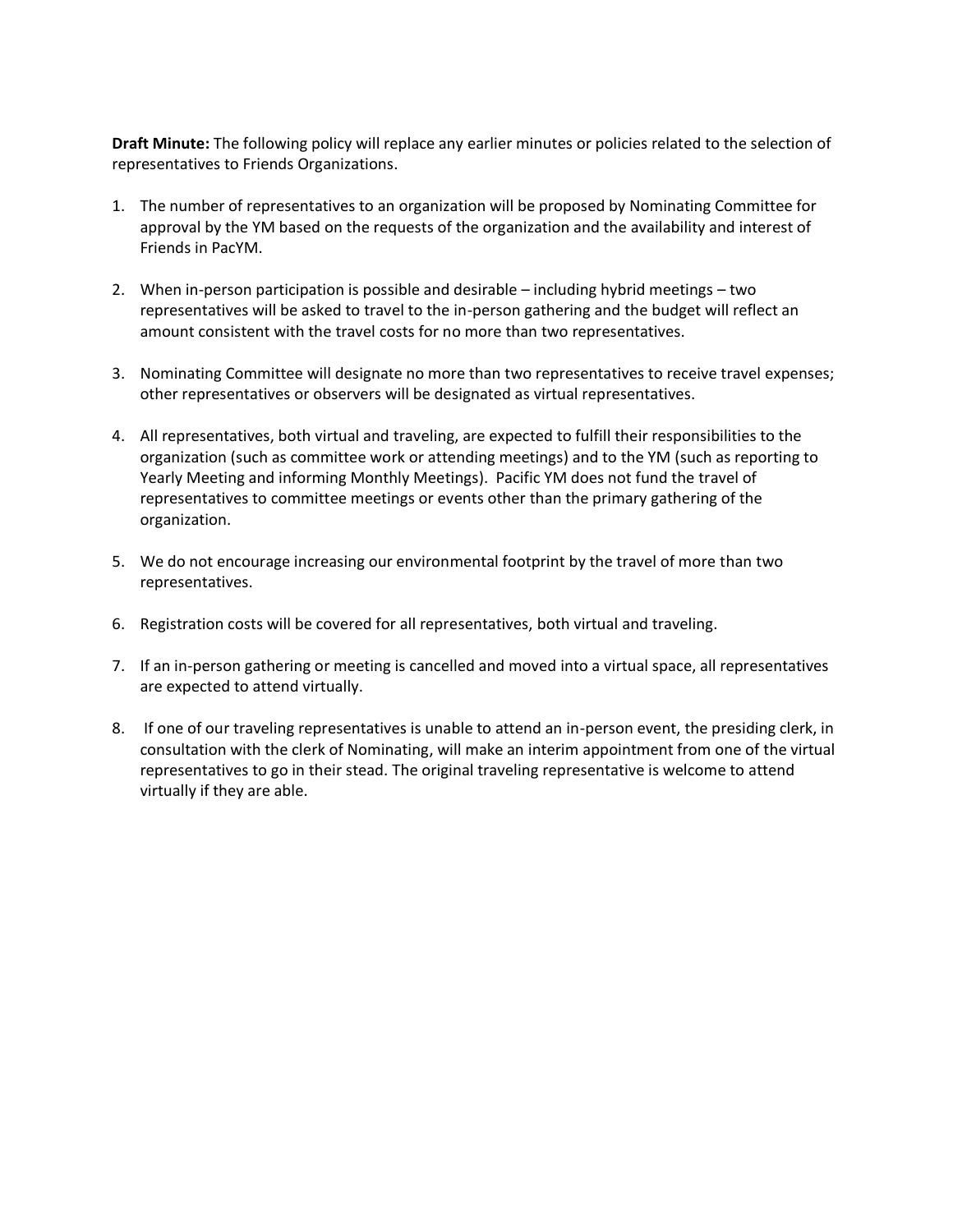**Draft Minute:** The following policy will replace any earlier minutes or policies related to the selection of representatives to Friends Organizations.

1. The number of representatives to an organization will be proposed by Nominating Committee for approval by the YM based on the requests of the organization and the availability and interest of Friends in PacYM.

2. When in-person participation is possible and desirable – including hybrid meetings – two representatives will be asked to travel to the in-person gathering and the budget will reflect an amount consistent with the travel costs for no more than two representatives.

3. Nominating Committee will designate no more than two representatives to receive travel expenses; other representatives or observers will be designated as virtual representatives.

4. All representatives, both virtual and traveling, are expected to fulfill their responsibilities to the organization (such as committee work or attending meetings) and to the YM (such as reporting to Yearly Meeting and informing Monthly Meetings). Pacific YM does not fund the travel of representatives to committee meetings or events other than the primary gathering of the organization.

5. We do not encourage increasing our environmental footprint by the travel of more than two representatives.

6. Registration costs will be covered for all representatives, both virtual and traveling.

7. If an in-person gathering or meeting is cancelled and moved into a virtual space, all representatives are expected to attend virtually.

8. If one of our traveling representatives is unable to attend an in-person event, the presiding clerk, in consultation with the clerk of Nominating, will make an interim appointment from one of the virtual representatives to go in their stead. The original traveling representative is welcome to attend virtually if they are able.